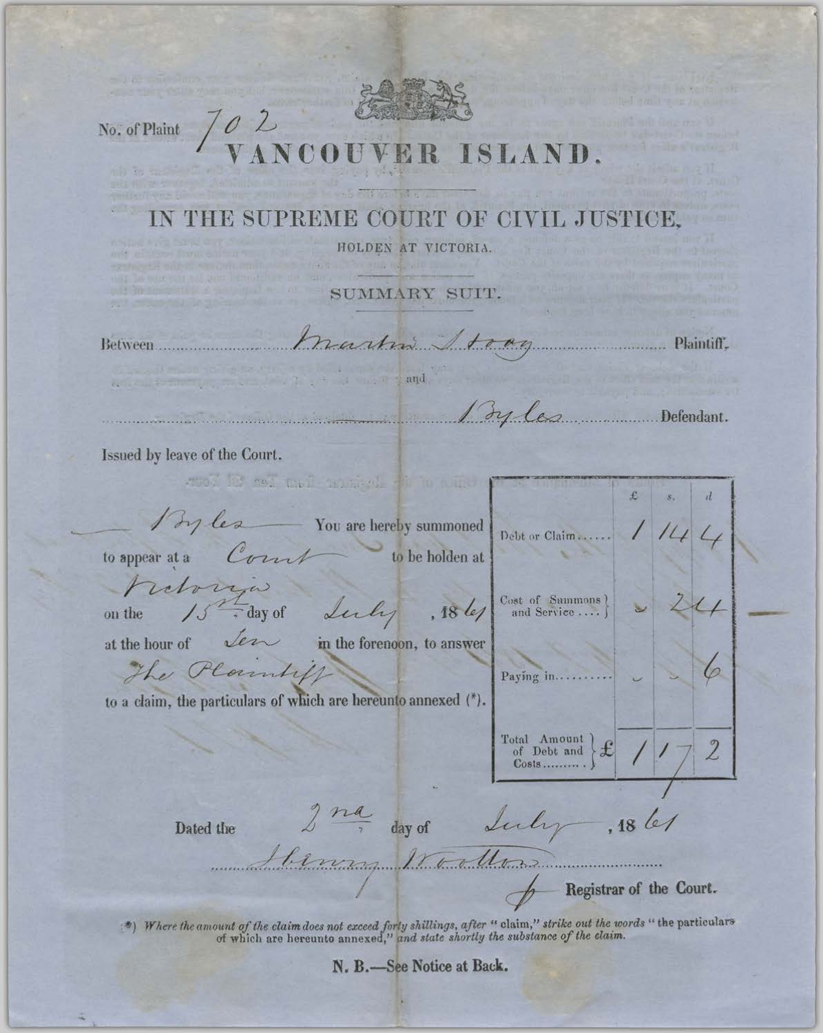No. of Plaint 702

# VANCOUVER ISLAND.

## IN THE SUPREME COURT OF CIVIL JUSTICE,

HOLDEN AT VICTORIA.

SUMMARY SUIT.

Between Martin Stoag Plaintiff,

and

Byles Defendant.

Issued by leave of the Court.

Byles You are hereby summoned to appear at a Court to be holden at Victoria on the 15th day of July, 1861 at the hour of Ten in the forenoon, to answer The Plaintiff to a claim, the particulars of which are hereunto annexed (*).

| | £ | s. | d |
|---|---|---|---|
| Debt or Claim...... | 1 | 14 | 4 |
| Cost of Summons and Service.... | – | 2 | 4 |
| Paying in.......... | – | – | 6 |
| Total Amount of Debt and Costs.......... £ | 1 | 17 | 2 |

Dated the 2nd day of July, 1861

Henry Wootton

Registrar of the Court.

(*) *Where the amount of the claim does not exceed forty shillings, after "claim," strike out the words "the particulars of which are hereunto annexed," and state shortly the substance of the claim.*

**N. B.—See Notice at Back.**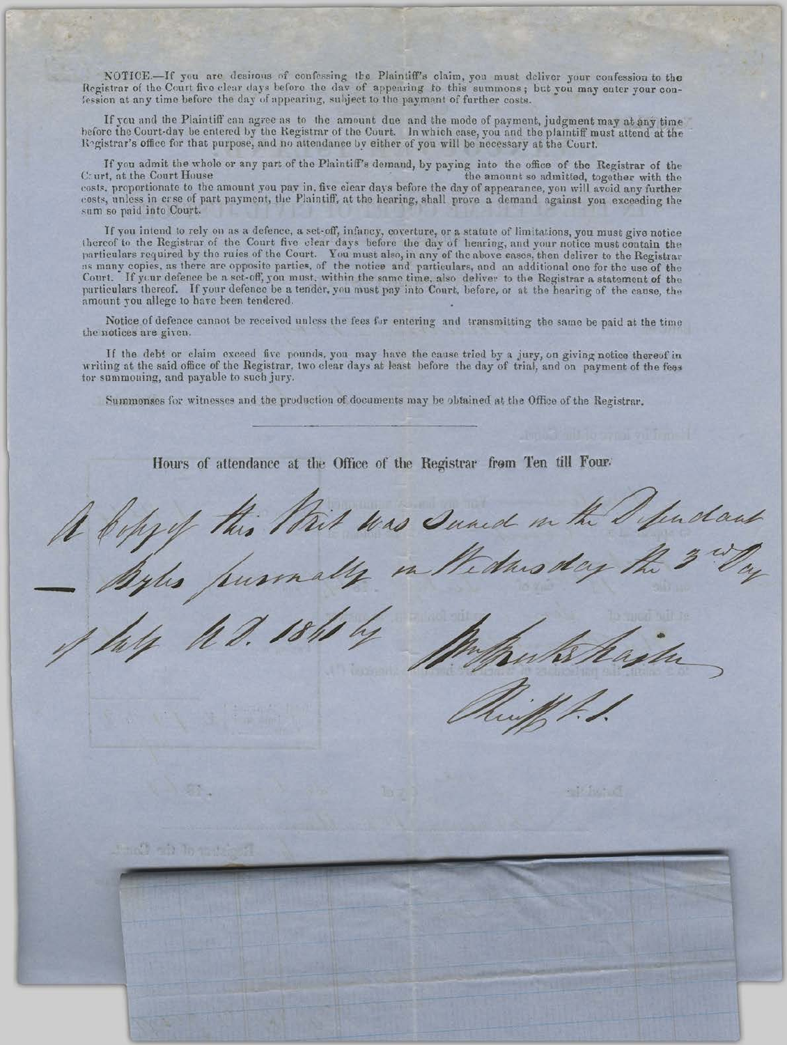NOTICE.—If you are desirous of confessing the Plaintiff's claim, you must deliver your confession to the Registrar of the Court five clear days before the day of appearing to this summons; but you may enter your confession at any time before the day of appearing, subject to the payment of further costs.

If you and the Plaintiff can agree as to the amount due and the mode of payment, judgment may at any time before the Court-day be entered by the Registrar of the Court. In which case, you and the plaintiff must attend at the Registrar's office for that purpose, and no attendance by either of you will be necessary at the Court.

If you admit the whole or any part of the Plaintiff's demand, by paying into the office of the Registrar of the Court, at the Court House the amount so admitted, together with the costs, proportionate to the amount you pay in, five clear days before the day of appearance, you will avoid any further costs, unless in case of part payment, the Plaintiff, at the hearing, shall prove a demand against you exceeding the sum so paid into Court.

If you intend to rely on as a defence, a set-off, infancy, coverture, or a statute of limitations, you must give notice thereof to the Registrar of the Court five clear days before the day of hearing, and your notice must contain the particulars required by the rules of the Court. You must also, in any of the above cases, then deliver to the Registrar as many copies, as there are opposite parties, of the notice and particulars, and an additional one for the use of the Court. If your defence be a set-off, you must, within the same time, also deliver to the Registrar a statement of the particulars thereof. If your defence be a tender, you must pay into Court, before, or at the hearing of the cause, the amount you allege to have been tendered.

Notice of defence cannot be received unless the fees for entering and transmitting the same be paid at the time the notices are given.

If the debt or claim exceed five pounds, you may have the cause tried by a jury, on giving notice thereof in writing at the said office of the Registrar, two clear days at least before the day of trial, and on payment of the fees for summoning, and payable to such jury.

Summonses for witnesses and the production of documents may be obtained at the Office of the Registrar.

---

Hours of attendance at the Office of the Registrar from Ten till Four.

A Copy of this Writ was served on the Defendant — Byles personally on Wednesday the 3rd Day of July A.D. 1866 by Wm. Brooks Kaslin Sheriff's Officer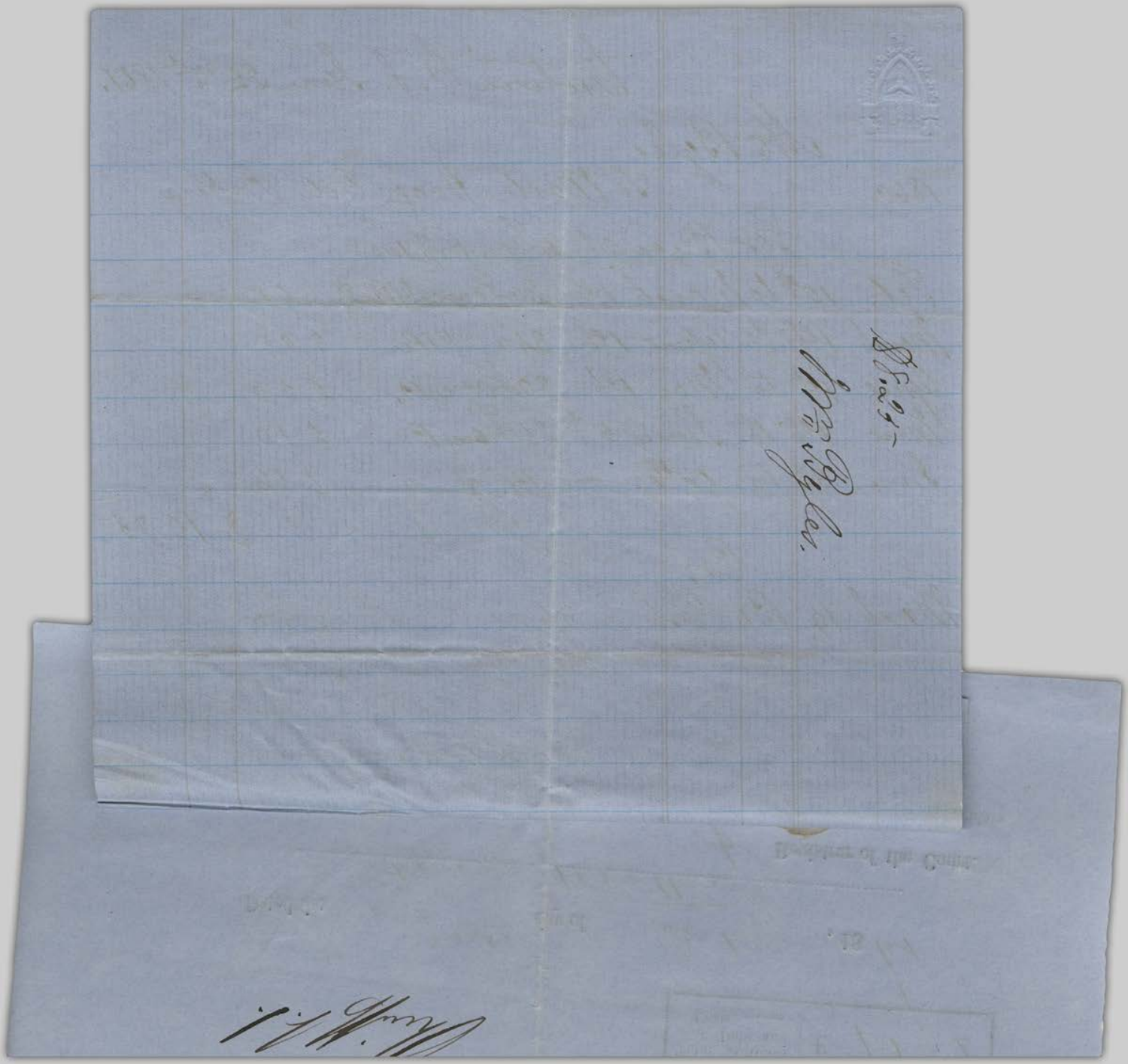$5.25

Mr. Pyles

Register of the Court

Dep'y Sh.

Paid

18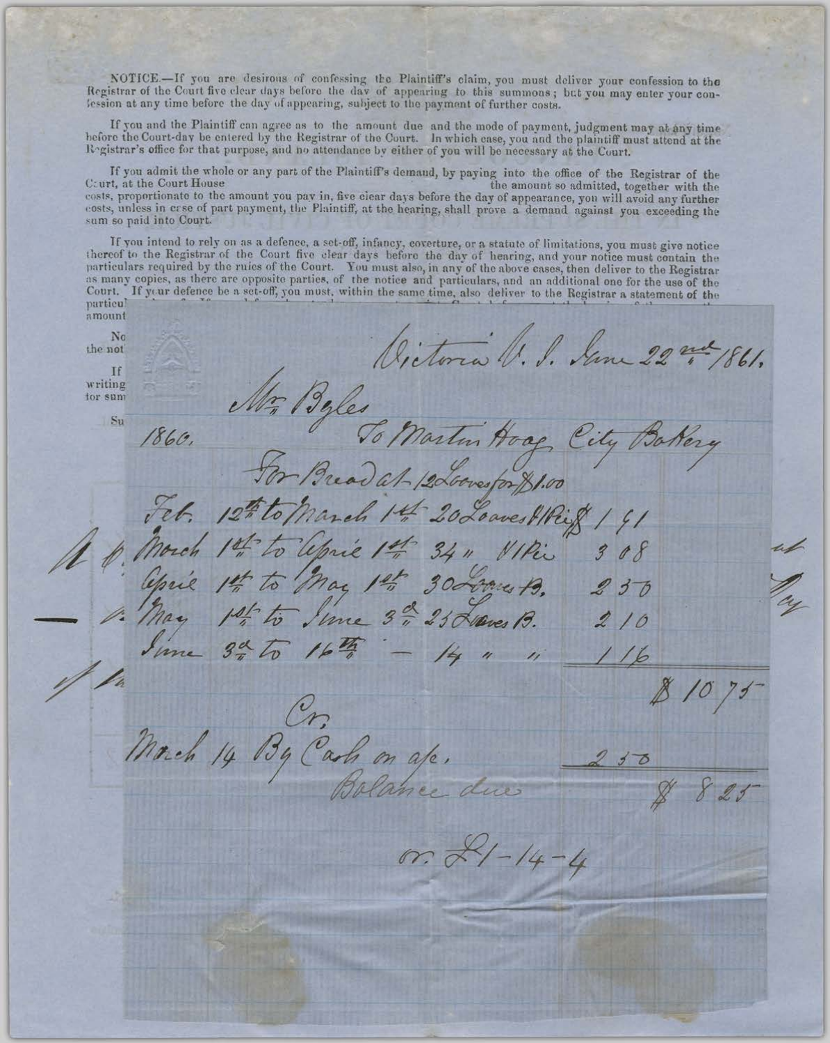NOTICE.—If you are desirous of confessing the Plaintiff's claim, you must deliver your confession to the Registrar of the Court five clear days before the day of appearing to this summons; but you may enter your confession at any time before the day of appearing, subject to the payment of further costs.

If you and the Plaintiff can agree as to the amount due and the mode of payment, judgment may at any time before the Court-day be entered by the Registrar of the Court. In which case, you and the plaintiff must attend at the Registrar's office for that purpose, and no attendance by either of you will be necessary at the Court.

If you admit the whole or any part of the Plaintiff's demand, by paying into the office of the Registrar of the Court, at the Court House the amount so admitted, together with the costs, proportionate to the amount you pay in, five clear days before the day of appearance, you will avoid any further costs, unless in case of part payment, the Plaintiff, at the hearing, shall prove a demand against you exceeding the sum so paid into Court.

If you intend to rely on as a defence, a set-off, infancy, coverture, or a statute of limitations, you must give notice thereof to the Registrar of the Court five clear days before the day of hearing, and your notice must contain the particulars required by the rules of the Court. You must also, in any of the above cases, then deliver to the Registrar as many copies, as there are opposite parties, of the notice and particulars, and an additional one for the use of the Court. If your defence be a set-off, you must, within the same time, also deliver to the Registrar a statement of the particul... amount...

No... the not...

If... writing... for sum...

Su...

Victoria V. I. June 22nd 1861.

Mr Byles

1860. To Martin Hoag City Bakery

For Bread at 12 Loaves for $1.00

| | | |
|---|---|---|
| Feb. | 12th to March 1st 20 Loaves & 1 Pie | $ 1 91 |
| March | 1st to April 1st 34 " & 1 Pie | 3 08 |
| April | 1st to May 1st 30 Loaves B. | 2 50 |
| May | 1st to June 3rd 25 Loaves B. | 2 10 |
| June | 3rd to 16th – 14 " " | 1 16 |
| | | $ 10 75 |

Cr.

| | | |
|---|---|---|
| March 14 | By Cash on a/c. | 2 50 |
| | Balance due | $ 8 25 |

or £1-14-4